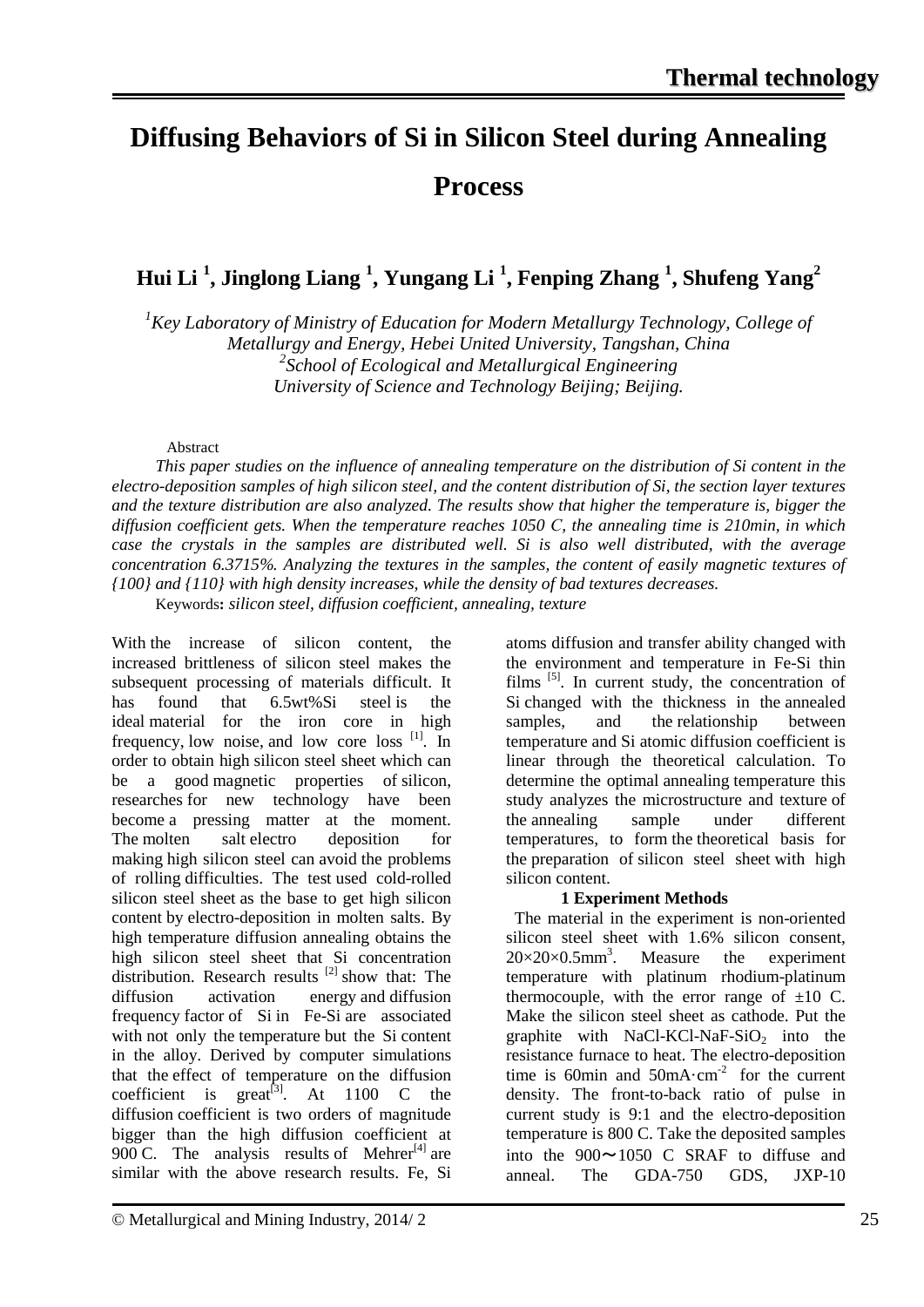# Diffusing Behaviors of Si in Silicon Steel during Annealing Process

**Hui Li [1], Jinglong Liang [1], Yungang Li [1], Fenping Zhang [1], Shufeng Yang[2]**

*[1]Key Laboratory of Ministry of Education for Modern Metallurgy Technology, College of Metallurgy and Energy, Hebei United University, Tangshan, China*
*[2]School of Ecological and Metallurgical Engineering*
*University of Science and Technology Beijing; Beijing.*

Abstract

*This paper studies on the influence of annealing temperature on the distribution of Si content in the electro-deposition samples of high silicon steel, and the content distribution of Si, the section layer textures and the texture distribution are also analyzed. The results show that higher the temperature is, bigger the diffusion coefficient gets. When the temperature reaches 1050 C, the annealing time is 210min, in which case the crystals in the samples are distributed well. Si is also well distributed, with the average concentration 6.3715%. Analyzing the textures in the samples, the content of easily magnetic textures of {100} and {110} with high density increases, while the density of bad textures decreases.*

Keywords**:** *silicon steel, diffusion coefficient, annealing, texture*

With the increase of silicon content, the increased brittleness of silicon steel makes the subsequent processing of materials difficult. It has found that 6.5wt%Si steel is the ideal material for the iron core in high frequency, low noise, and low core loss [1]. In order to obtain high silicon steel sheet which can be a good magnetic properties of silicon, researches for new technology have been become a pressing matter at the moment. The molten salt electro deposition for making high silicon steel can avoid the problems of rolling difficulties. The test used cold-rolled silicon steel sheet as the base to get high silicon content by electro-deposition in molten salts. By high temperature diffusion annealing obtains the high silicon steel sheet that Si concentration distribution. Research results [2] show that: The diffusion activation energy and diffusion frequency factor of Si in Fe-Si are associated with not only the temperature but the Si content in the alloy. Derived by computer simulations that the effect of temperature on the diffusion coefficient is great[3]. At 1100 C the diffusion coefficient is two orders of magnitude bigger than the high diffusion coefficient at 900 C. The analysis results of Mehrer[4] are similar with the above research results. Fe, Si atoms diffusion and transfer ability changed with the environment and temperature in Fe-Si thin films [5]. In current study, the concentration of Si changed with the thickness in the annealed samples, and the relationship between temperature and Si atomic diffusion coefficient is linear through the theoretical calculation. To determine the optimal annealing temperature this study analyzes the microstructure and texture of the annealing sample under different temperatures, to form the theoretical basis for the preparation of silicon steel sheet with high silicon content.

## 1 Experiment Methods

The material in the experiment is non-oriented silicon steel sheet with 1.6% silicon consent, $20\times20\times0.5mm^3$. Measure the experiment temperature with platinum rhodium-platinum thermocouple, with the error range of ±10 C. Make the silicon steel sheet as cathode. Put the graphite with NaCl-KCl-NaF-$SiO_2$ into the resistance furnace to heat. The electro-deposition time is 60min and $50mA\cdot cm^{-2}$ for the current density. The front-to-back ratio of pulse in current study is 9:1 and the electro-deposition temperature is 800 C. Take the deposited samples into the 900～1050 C SRAF to diffuse and anneal. The GDA-750 GDS, JXP-10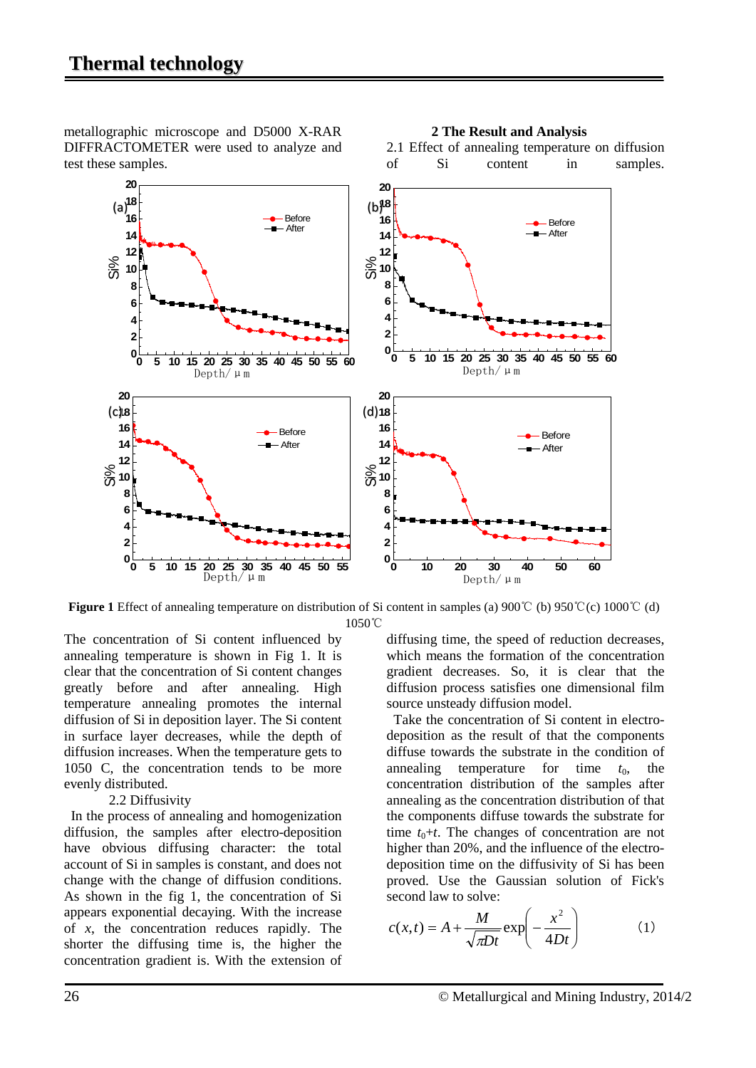metallographic microscope and D5000 X-RAR DIFFRACTOMETER were used to analyze and test these samples.

## 2 The Result and Analysis

### 2.1 Effect of annealing temperature on diffusion of Si content in samples.

**Figure 1** Effect of annealing temperature on distribution of Si content in samples (a) 900℃ (b) 950℃(c) 1000℃ (d) 1050℃

The concentration of Si content influenced by annealing temperature is shown in Fig 1. It is clear that the concentration of Si content changes greatly before and after annealing. High temperature annealing promotes the internal diffusion of Si in deposition layer. The Si content in surface layer decreases, while the depth of diffusion increases. When the temperature gets to 1050 C, the concentration tends to be more evenly distributed.

### 2.2 Diffusivity

In the process of annealing and homogenization diffusion, the samples after electro-deposition have obvious diffusing character: the total account of Si in samples is constant, and does not change with the change of diffusion conditions. As shown in the fig 1, the concentration of Si appears exponential decaying. With the increase of $x$, the concentration reduces rapidly. The shorter the diffusing time is, the higher the concentration gradient is. With the extension of diffusing time, the speed of reduction decreases, which means the formation of the concentration gradient decreases. So, it is clear that the diffusion process satisfies one dimensional film source unsteady diffusion model.

Take the concentration of Si content in electro-deposition as the result of that the components diffuse towards the substrate in the condition of annealing temperature for time $t_0$, the concentration distribution of the samples after annealing as the concentration distribution of that the components diffuse towards the substrate for time $t_0$+$t$. The changes of concentration are not higher than 20%, and the influence of the electro-deposition time on the diffusivity of Si has been proved. Use the Gaussian solution of Fick's second law to solve:

$$c(x,t) = A + \frac{M}{\sqrt{\pi Dt}} \exp\left( -\frac{x^2}{4Dt} \right) \qquad (1)$$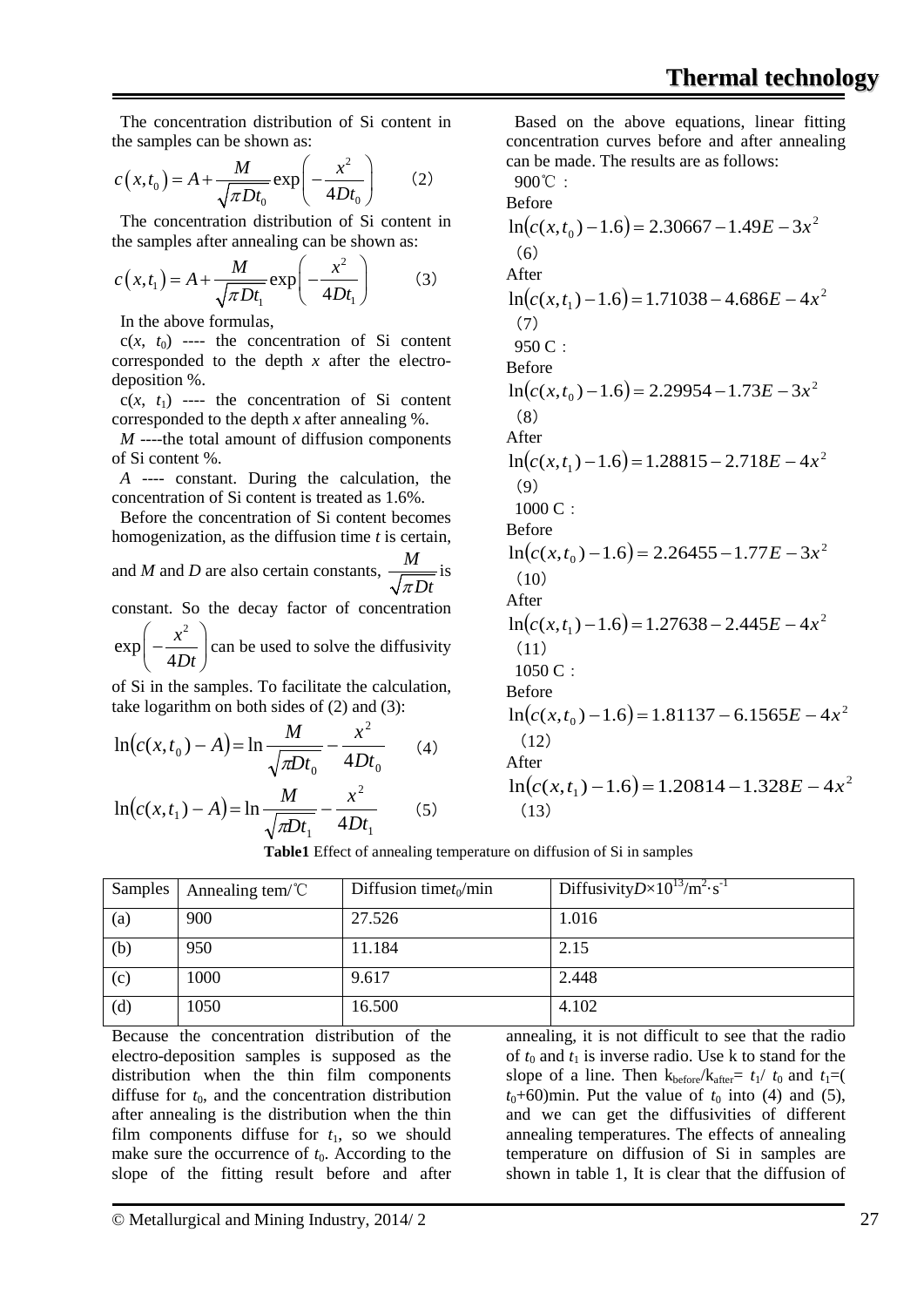The concentration distribution of Si content in the samples can be shown as:

$$c(x,t_0) = A + \frac{M}{\sqrt{\pi D t_0}} \exp\left(-\frac{x^2}{4Dt_0}\right) \qquad (2)$$

The concentration distribution of Si content in the samples after annealing can be shown as:

$$c(x,t_1) = A + \frac{M}{\sqrt{\pi D t_1}} \exp\left(-\frac{x^2}{4Dt_1}\right) \qquad (3)$$

In the above formulas,

$c(x, t_0)$ ---- the concentration of Si content corresponded to the depth $x$ after the electro-deposition %.

$c(x, t_1)$ ---- the concentration of Si content corresponded to the depth $x$ after annealing %.

$M$ ----the total amount of diffusion components of Si content %.

$A$ ---- constant. During the calculation, the concentration of Si content is treated as 1.6%.

Before the concentration of Si content becomes homogenization, as the diffusion time $t$ is certain, and $M$ and $D$ are also certain constants, $\frac{M}{\sqrt{\pi D t}}$ is constant. So the decay factor of concentration $\exp\left(-\frac{x^2}{4Dt}\right)$ can be used to solve the diffusivity of Si in the samples. To facilitate the calculation, take logarithm on both sides of (2) and (3):

$$\ln(c(x,t_0) - A) = \ln\frac{M}{\sqrt{\pi D t_0}} - \frac{x^2}{4Dt_0} \qquad (4)$$

$$\ln(c(x,t_1) - A) = \ln\frac{M}{\sqrt{\pi D t_1}} - \frac{x^2}{4Dt_1} \qquad (5)$$

Based on the above equations, linear fitting concentration curves before and after annealing can be made. The results are as follows:

900℃ :

Before

$$\ln(c(x,t_0) - 1.6) = 2.30667 - 1.49E - 3x^2 \qquad (6)$$

After

$$\ln(c(x,t_1) - 1.6) = 1.71038 - 4.686E - 4x^2 \qquad (7)$$

950 C :

Before

$$\ln(c(x,t_0) - 1.6) = 2.29954 - 1.73E - 3x^2 \qquad (8)$$

After

$$\ln(c(x,t_1) - 1.6) = 1.28815 - 2.718E - 4x^2 \qquad (9)$$

1000 C :

Before

$$\ln(c(x,t_0) - 1.6) = 2.26455 - 1.77E - 3x^2 \qquad (10)$$

After

$$\ln(c(x,t_1) - 1.6) = 1.27638 - 2.445E - 4x^2 \qquad (11)$$

1050 C :

Before

$$\ln(c(x,t_0) - 1.6) = 1.81137 - 6.1565E - 4x^2 \qquad (12)$$

After

$$\ln(c(x,t_1) - 1.6) = 1.20814 - 1.328E - 4x^2 \qquad (13)$$

**Table1** Effect of annealing temperature on diffusion of Si in samples

| Samples | Annealing tem/℃ | Diffusion time $t_0$/min | Diffusivity $D \times 10^{13}$/$m^2 \cdot s^{-1}$ |
|---|---|---|---|
| (a) | 900 | 27.526 | 1.016 |
| (b) | 950 | 11.184 | 2.15 |
| (c) | 1000 | 9.617 | 2.448 |
| (d) | 1050 | 16.500 | 4.102 |

Because the concentration distribution of the electro-deposition samples is supposed as the distribution when the thin film components diffuse for $t_0$, and the concentration distribution after annealing is the distribution when the thin film components diffuse for $t_1$, so we should make sure the occurrence of $t_0$. According to the slope of the fitting result before and after annealing, it is not difficult to see that the radio of $t_0$ and $t_1$ is inverse radio. Use k to stand for the slope of a line. Then $k_{before}/k_{after} = t_1/t_0$ and $t_1 = (t_0 + 60)$min. Put the value of $t_0$ into (4) and (5), and we can get the diffusivities of different annealing temperatures. The effects of annealing temperature on diffusion of Si in samples are shown in table 1, It is clear that the diffusion of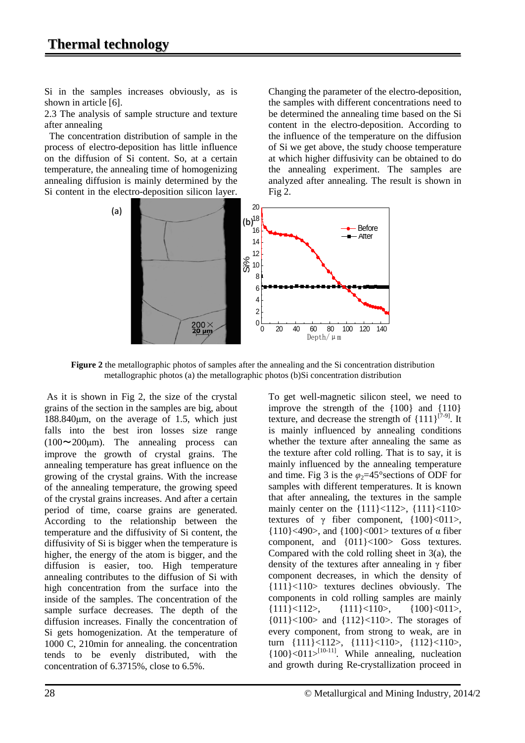Si in the samples increases obviously, as is shown in article [6].

2.3 The analysis of sample structure and texture after annealing

The concentration distribution of sample in the process of electro-deposition has little influence on the diffusion of Si content. So, at a certain temperature, the annealing time of homogenizing annealing diffusion is mainly determined by the Si content in the electro-deposition silicon layer. Changing the parameter of the electro-deposition, the samples with different concentrations need to be determined the annealing time based on the Si content in the electro-deposition. According to the influence of the temperature on the diffusion of Si we get above, the study choose temperature at which higher diffusivity can be obtained to do the annealing experiment. The samples are analyzed after annealing. The result is shown in Fig 2.

**Figure 2** the metallographic photos of samples after the annealing and the Si concentration distribution metallographic photos (a) the metallographic photos (b)Si concentration distribution

As it is shown in Fig 2, the size of the crystal grains of the section in the samples are big, about 188.840μm, on the average of 1.5, which just falls into the best iron losses size range (100～200μm). The annealing process can improve the growth of crystal grains. The annealing temperature has great influence on the growing of the crystal grains. With the increase of the annealing temperature, the growing speed of the crystal grains increases. And after a certain period of time, coarse grains are generated. According to the relationship between the temperature and the diffusivity of Si content, the diffusivity of Si is bigger when the temperature is higher, the energy of the atom is bigger, and the diffusion is easier, too. High temperature annealing contributes to the diffusion of Si with high concentration from the surface into the inside of the samples. The concentration of the sample surface decreases. The depth of the diffusion increases. Finally the concentration of Si gets homogenization. At the temperature of 1000 C, 210min for annealing. the concentration tends to be evenly distributed, with the concentration of 6.3715%, close to 6.5%.

To get well-magnetic silicon steel, we need to improve the strength of the {100} and {110} texture, and decrease the strength of {111}[7-9]. It is mainly influenced by annealing conditions whether the texture after annealing the same as the texture after cold rolling. That is to say, it is mainly influenced by the annealing temperature and time. Fig 3 is the $\varphi_2$=45°sections of ODF for samples with different temperatures. It is known that after annealing, the textures in the sample mainly center on the {111}<112>, {111}<110> textures of γ fiber component, {100}<011>, {110}<490>, and {100}<001> textures of α fiber component, and {011}<100> Goss textures. Compared with the cold rolling sheet in 3(a), the density of the textures after annealing in γ fiber component decreases, in which the density of {111}<110> textures declines obviously. The components in cold rolling samples are mainly {111}<112>, {111}<110>, {100}<011>, {011}<100> and {112}<110>. The storages of every component, from strong to weak, are in turn {111}<112>, {111}<110>, {112}<110>, {100}<011>[10-11]. While annealing, nucleation and growth during Re-crystallization proceed in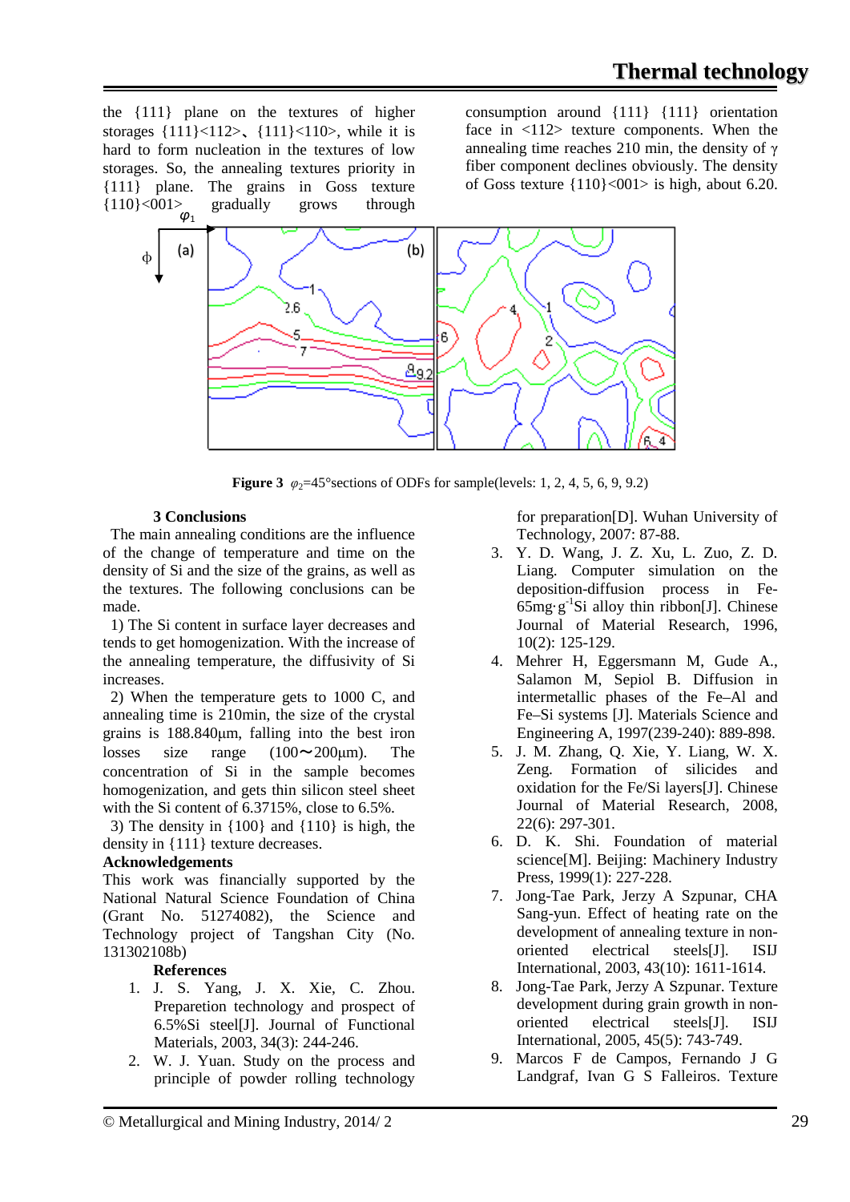the {111} plane on the textures of higher storages {111}<112>、{111}<110>, while it is hard to form nucleation in the textures of low storages. So, the annealing textures priority in {111} plane. The grains in Goss texture {110}<001> gradually grows through consumption around {111} {111} orientation face in <112> texture components. When the annealing time reaches 210 min, the density of γ fiber component declines obviously. The density of Goss texture {110}<001> is high, about 6.20.

**Figure 3** $\varphi_2$=45°sections of ODFs for sample(levels: 1, 2, 4, 5, 6, 9, 9.2)

### 3 Conclusions

The main annealing conditions are the influence of the change of temperature and time on the density of Si and the size of the grains, as well as the textures. The following conclusions can be made.

1) The Si content in surface layer decreases and tends to get homogenization. With the increase of the annealing temperature, the diffusivity of Si increases.

2) When the temperature gets to 1000 C, and annealing time is 210min, the size of the crystal grains is 188.840μm, falling into the best iron losses size range (100∼200μm). The concentration of Si in the sample becomes homogenization, and gets thin silicon steel sheet with the Si content of 6.3715%, close to 6.5%.

3) The density in {100} and {110} is high, the density in {111} texture decreases.

**Acknowledgements**

This work was financially supported by the National Natural Science Foundation of China (Grant No. 51274082), the Science and Technology project of Tangshan City (No. 131302108b)

### References

1. J. S. Yang, J. X. Xie, C. Zhou. Prepaertion technology and prospect of 6.5%Si steel[J]. Journal of Functional Materials, 2003, 34(3): 244-246.
2. W. J. Yuan. Study on the process and principle of powder rolling technology for preparation[D]. Wuhan University of Technology, 2007: 87-88.
3. Y. D. Wang, J. Z. Xu, L. Zuo, Z. D. Liang. Computer simulation on the deposition-diffusion process in Fe-65mg·g$^{-1}$Si alloy thin ribbon[J]. Chinese Journal of Material Research, 1996, 10(2): 125-129.
4. Mehrer H, Eggersmann M, Gude A., Salamon M, Sepiol B. Diffusion in intermetallic phases of the Fe–Al and Fe–Si systems [J]. Materials Science and Engineering A, 1997(239-240): 889-898.
5. J. M. Zhang, Q. Xie, Y. Liang, W. X. Zeng. Formation of silicides and oxidation for the Fe/Si layers[J]. Chinese Journal of Material Research, 2008, 22(6): 297-301.
6. D. K. Shi. Foundation of material science[M]. Beijing: Machinery Industry Press, 1999(1): 227-228.
7. Jong-Tae Park, Jerzy A Szpunar, CHA Sang-yun. Effect of heating rate on the development of annealing texture in non-oriented electrical steels[J]. ISIJ International, 2003, 43(10): 1611-1614.
8. Jong-Tae Park, Jerzy A Szpunar. Texture development during grain growth in non-oriented electrical steels[J]. ISIJ International, 2005, 45(5): 743-749.
9. Marcos F de Campos, Fernando J G Landgraf, Ivan G S Falleiros. Texture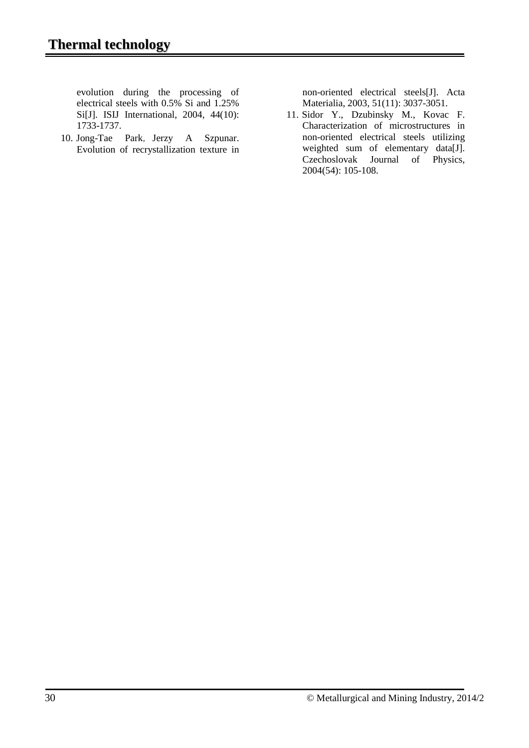evolution during the processing of electrical steels with 0.5% Si and 1.25% Si[J]. ISIJ International, 2004, 44(10): 1733-1737.

10. Jong-Tae Park, Jerzy A Szpunar. Evolution of recrystallization texture in non-oriented electrical steels[J]. Acta Materialia, 2003, 51(11): 3037-3051.
11. Sidor Y., Dzubinsky M., Kovac F. Characterization of microstructures in non-oriented electrical steels utilizing weighted sum of elementary data[J]. Czechoslovak Journal of Physics, 2004(54): 105-108.